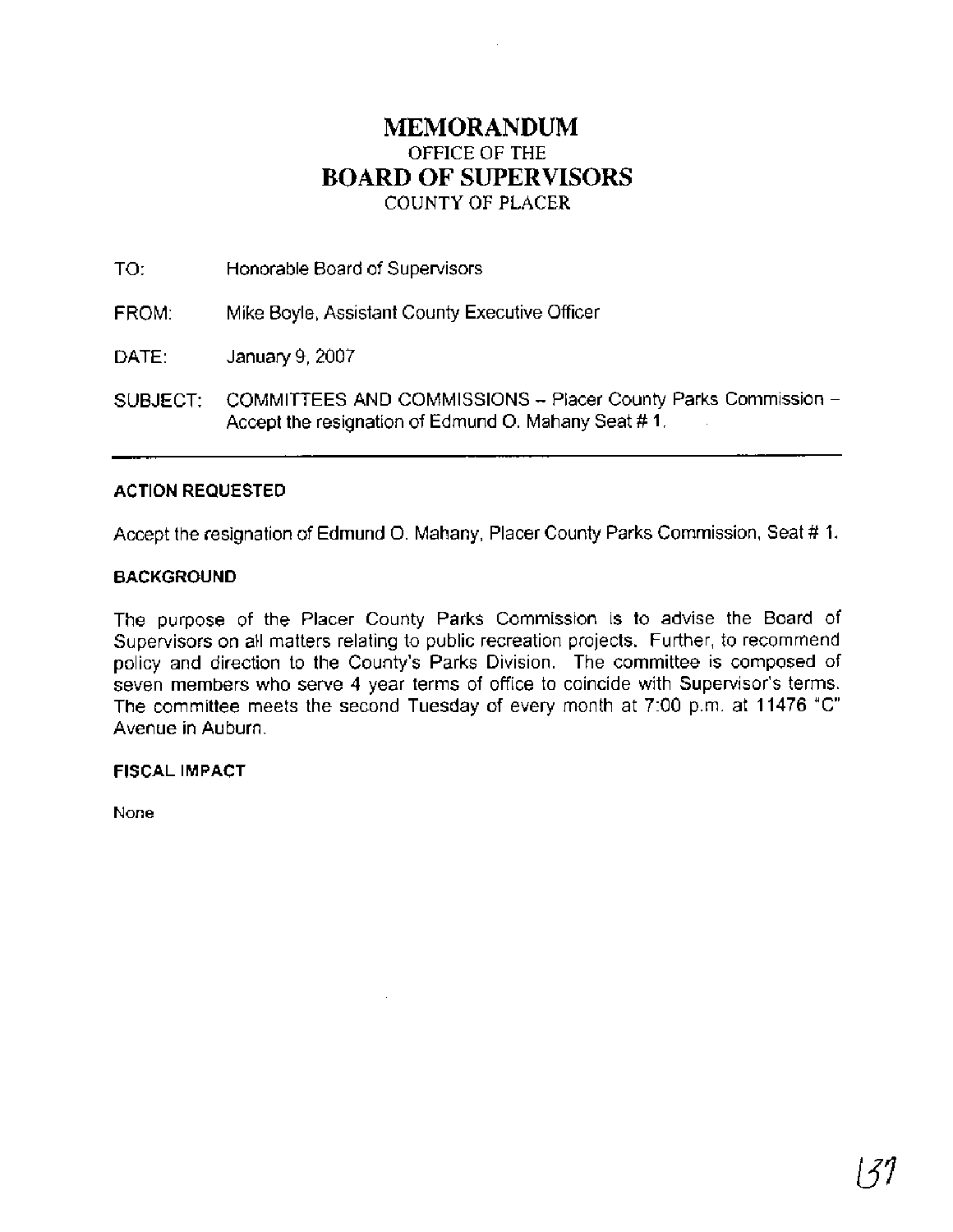# MEMORANDUM

OFFICE OF THE

## BOARD OF SUPERVISORS

COUNTY OF PLACER

TO: Honorable Board of Supervisors

FROM: Mike Boyle, Assistant County Executive Officer

DATE: January 9, 2007

SUBJECT: COMMITTEES AND COMMISSIONS – Placer County Parks Commission – Accept the resignation of Edmund O. Mahany Seat # 1.

---

**ACTION REQUESTED**

Accept the resignation of Edmund O. Mahany, Placer County Parks Commission, Seat # 1.

**BACKGROUND**

The purpose of the Placer County Parks Commission is to advise the Board of Supervisors on all matters relating to public recreation projects. Further, to recommend policy and direction to the County's Parks Division. The committee is composed of seven members who serve 4 year terms of office to coincide with Supervisor's terms. The committee meets the second Tuesday of every month at 7:00 p.m. at 11476 "C" Avenue in Auburn.

**FISCAL IMPACT**

None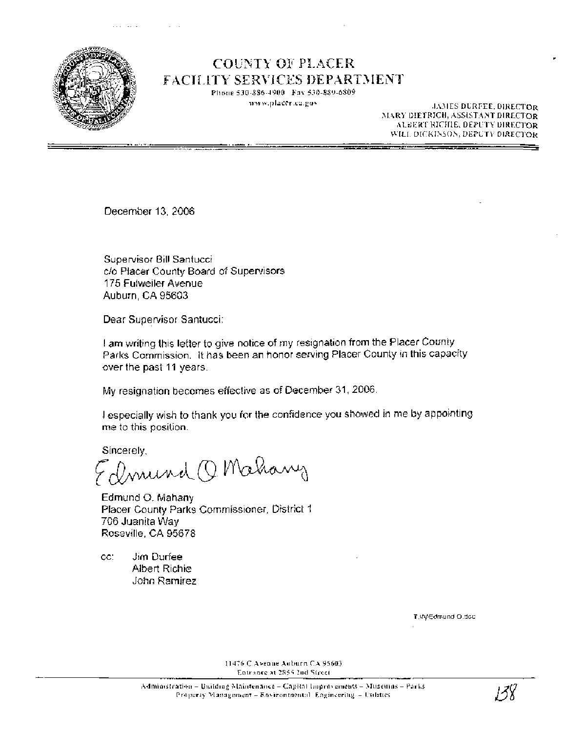# COUNTY OF PLACER
## FACILITY SERVICES DEPARTMENT

Phone 530-886-4900 Fax 530-889-6809
www.placer.ca.gov

JAMES DURFEE, DIRECTOR
MARY DIETRICH, ASSISTANT DIRECTOR
ALBERT RICHIE, DEPUTY DIRECTOR
WILL DICKINSON, DEPUTY DIRECTOR

---

December 13, 2006

Supervisor Bill Santucci
c/o Placer County Board of Supervisors
175 Fulweiler Avenue
Auburn, CA 95603

Dear Supervisor Santucci:

I am writing this letter to give notice of my resignation from the Placer County Parks Commission. It has been an honor serving Placer County in this capacity over the past 11 years.

My resignation becomes effective as of December 31, 2006.

I especially wish to thank you for the confidence you showed in me by appointing me to this position.

Sincerely,

Edmund O Mahany

Edmund O. Mahany
Placer County Parks Commissioner, District 1
706 Juanita Way
Roseville, CA 95678

cc: Jim Durfee
Albert Richie
John Ramirez

T:\fr\Edmund O.doc

11476 C Avenue Auburn CA 95603
Entrance at 2855 2nd Street

Administration – Building Maintenance – Capital Improvements – Museums – Parks
Property Management – Environmental Engineering – Utilities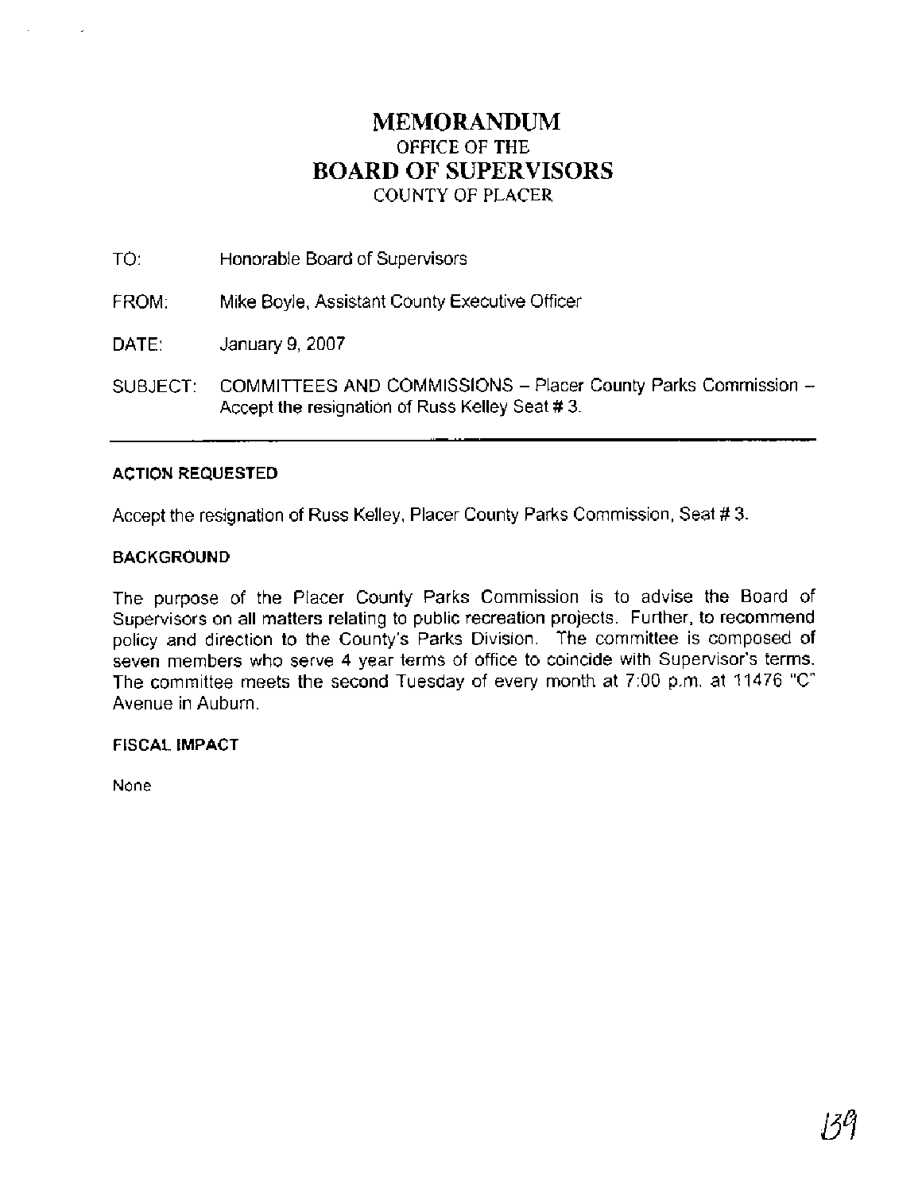# MEMORANDUM
OFFICE OF THE
## BOARD OF SUPERVISORS
COUNTY OF PLACER

TO: Honorable Board of Supervisors

FROM: Mike Boyle, Assistant County Executive Officer

DATE: January 9, 2007

SUBJECT: COMMITTEES AND COMMISSIONS – Placer County Parks Commission – Accept the resignation of Russ Kelley Seat # 3.

---

**ACTION REQUESTED**

Accept the resignation of Russ Kelley, Placer County Parks Commission, Seat # 3.

**BACKGROUND**

The purpose of the Placer County Parks Commission is to advise the Board of Supervisors on all matters relating to public recreation projects. Further, to recommend policy and direction to the County's Parks Division. The committee is composed of seven members who serve 4 year terms of office to coincide with Supervisor's terms. The committee meets the second Tuesday of every month at 7:00 p.m. at 11476 "C" Avenue in Auburn.

**FISCAL IMPACT**

None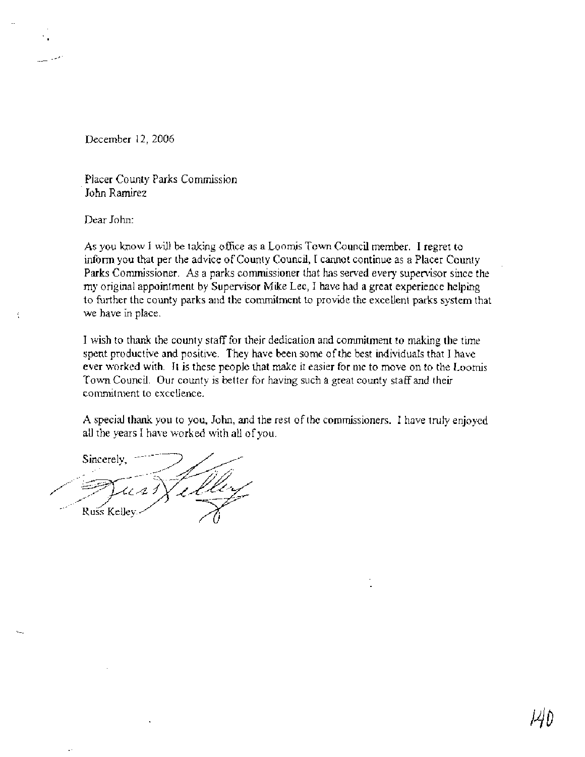December 12, 2006

Placer County Parks Commission
John Ramirez

Dear John:

As you know I will be taking office as a Loomis Town Council member. I regret to inform you that per the advice of County Council, I cannot continue as a Placer County Parks Commissioner. As a parks commissioner that has served every supervisor since the my original appointment by Supervisor Mike Lee, I have had a great experience helping to further the county parks and the commitment to provide the excellent parks system that we have in place.

I wish to thank the county staff for their dedication and commitment to making the time spent productive and positive. They have been some of the best individuals that I have ever worked with. It is these people that make it easier for me to move on to the Loomis Town Council. Our county is better for having such a great county staff and their commitment to excellence.

A special thank you to you, John, and the rest of the commissioners. I have truly enjoyed all the years I have worked with all of you.

Sincerely,

Russ Kelley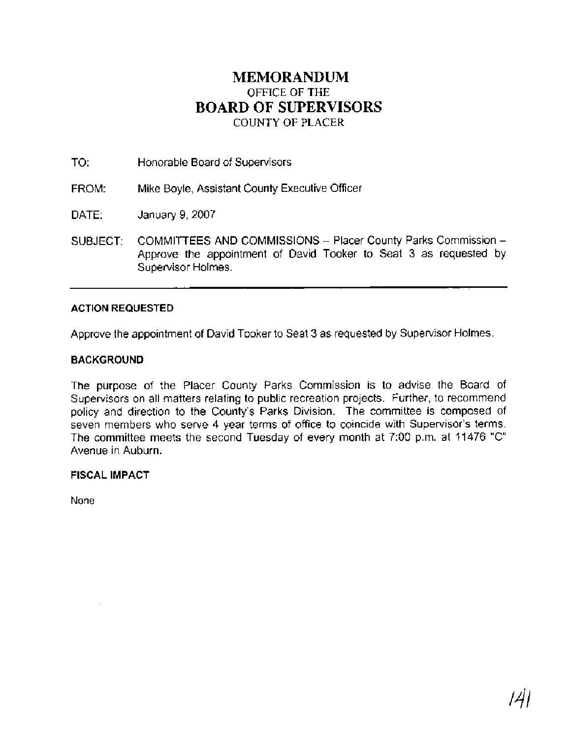# MEMORANDUM
OFFICE OF THE
# BOARD OF SUPERVISORS
COUNTY OF PLACER

TO: Honorable Board of Supervisors

FROM: Mike Boyle, Assistant County Executive Officer

DATE: January 9, 2007

SUBJECT: COMMITTEES AND COMMISSIONS – Placer County Parks Commission – Approve the appointment of David Tooker to Seat 3 as requested by Supervisor Holmes.

---

**ACTION REQUESTED**

Approve the appointment of David Tooker to Seat 3 as requested by Supervisor Holmes.

**BACKGROUND**

The purpose of the Placer County Parks Commission is to advise the Board of Supervisors on all matters relating to public recreation projects. Further, to recommend policy and direction to the County's Parks Division. The committee is composed of seven members who serve 4 year terms of office to coincide with Supervisor's terms. The committee meets the second Tuesday of every month at 7:00 p.m. at 11476 "C" Avenue in Auburn.

**FISCAL IMPACT**

None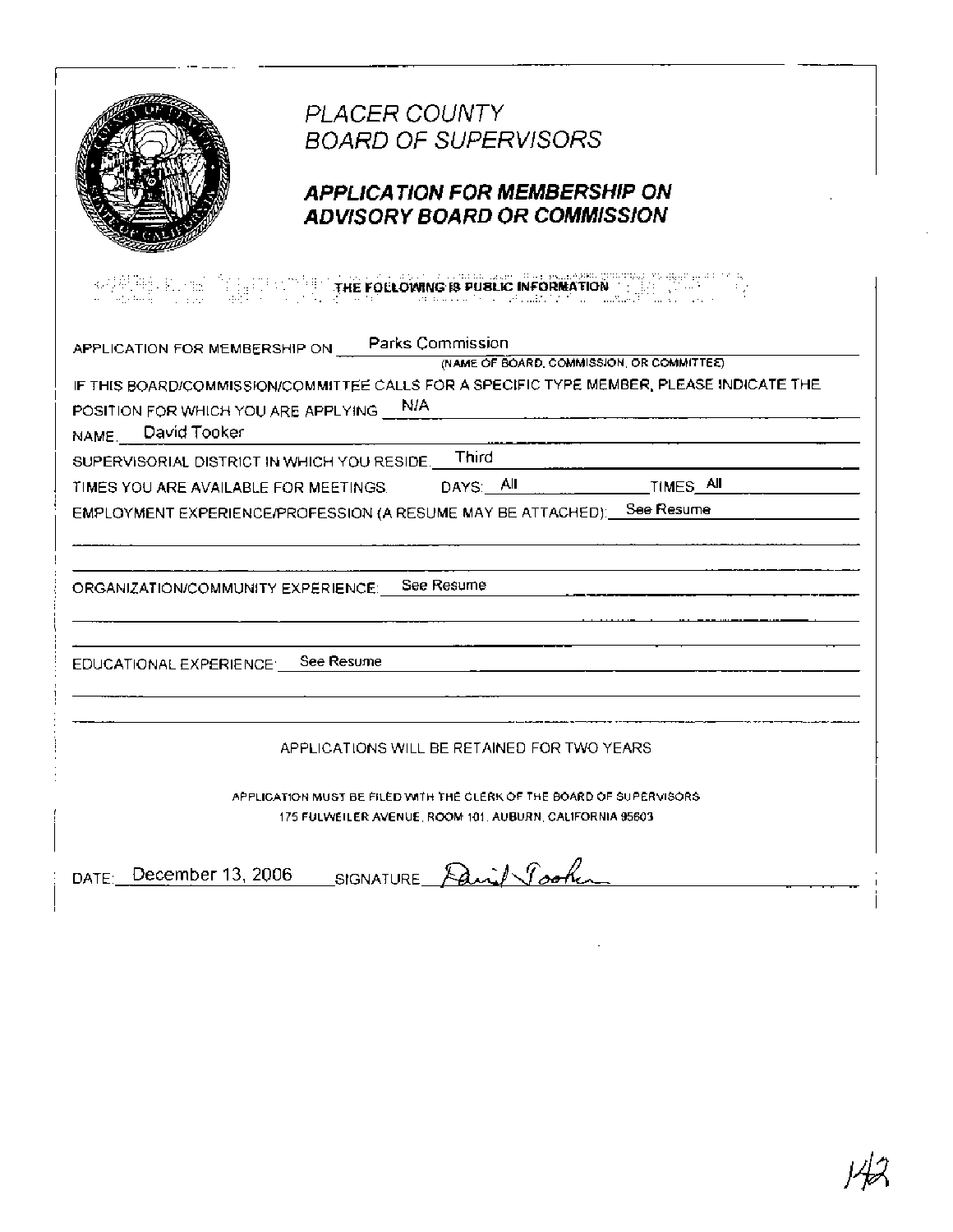# PLACER COUNTY
# BOARD OF SUPERVISORS

## APPLICATION FOR MEMBERSHIP ON ADVISORY BOARD OR COMMISSION

**THE FOLLOWING IS PUBLIC INFORMATION**

APPLICATION FOR MEMBERSHIP ON Parks Commission
(NAME OF BOARD, COMMISSION, OR COMMITTEE)

IF THIS BOARD/COMMISSION/COMMITTEE CALLS FOR A SPECIFIC TYPE MEMBER, PLEASE INDICATE THE POSITION FOR WHICH YOU ARE APPLYING N/A

NAME David Tooker

SUPERVISORIAL DISTRICT IN WHICH YOU RESIDE Third

TIMES YOU ARE AVAILABLE FOR MEETINGS. DAYS: All TIMES All

EMPLOYMENT EXPERIENCE/PROFESSION (A RESUME MAY BE ATTACHED): See Resume

ORGANIZATION/COMMUNITY EXPERIENCE: See Resume

EDUCATIONAL EXPERIENCE: See Resume

APPLICATIONS WILL BE RETAINED FOR TWO YEARS

APPLICATION MUST BE FILED WITH THE CLERK OF THE BOARD OF SUPERVISORS
175 FULWEILER AVENUE, ROOM 101, AUBURN, CALIFORNIA 95603

DATE: December 13, 2006 SIGNATURE David Tooker